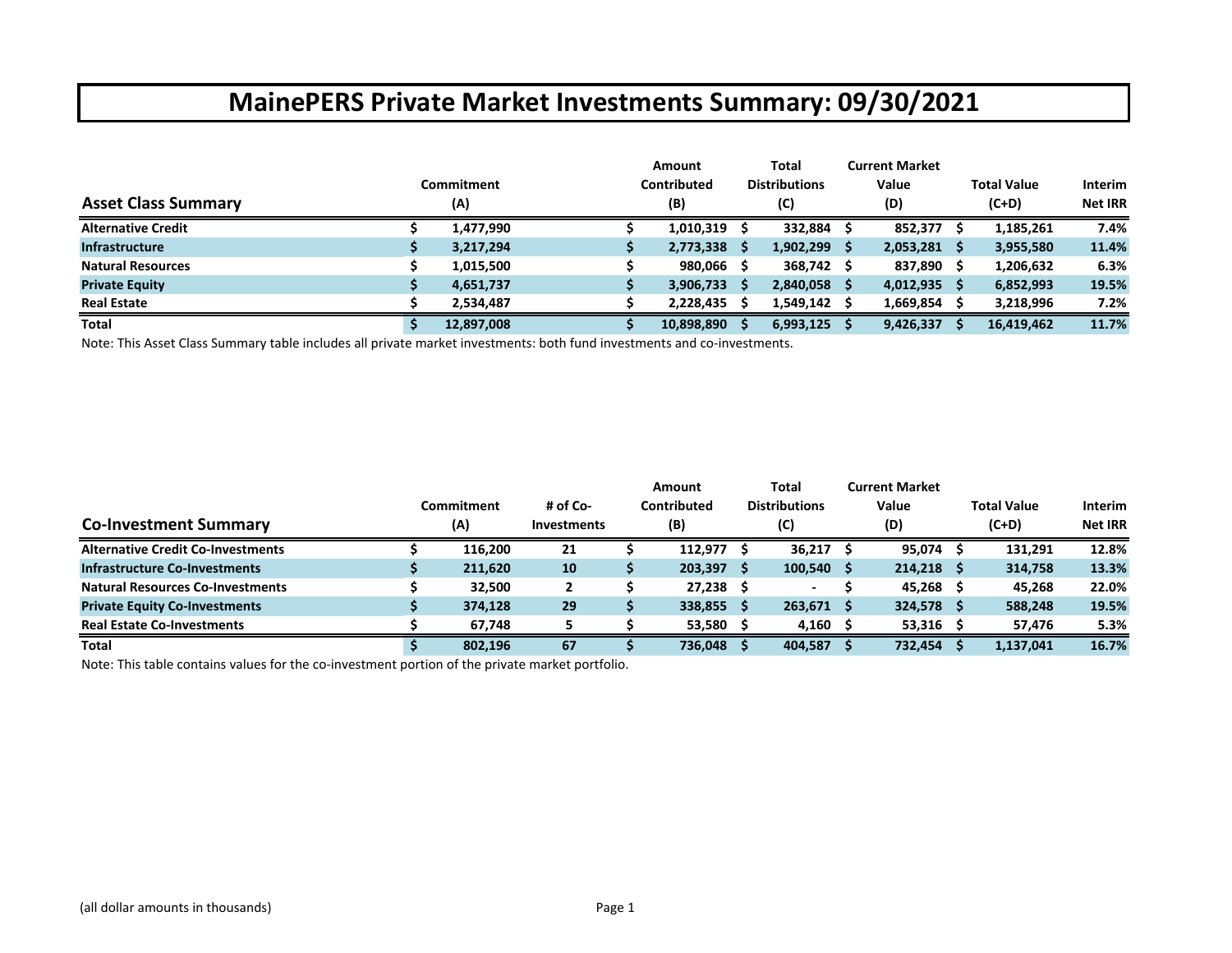# MainePERS Private Market Investments Summary: 09/30/2021

| Asset Class Summary | Commitment (A) | Amount Contributed (B) | Total Distributions (C) | Current Market Value (D) | Total Value (C+D) | Interim Net IRR |
|---|---|---|---|---|---|---|
| **Alternative Credit** | $ 1,477,990 | $ 1,010,319 | $ 332,884 | $ 852,377 | $ 1,185,261 | 7.4% |
| **Infrastructure** | $ 3,217,294 | $ 2,773,338 | $ 1,902,299 | $ 2,053,281 | $ 3,955,580 | 11.4% |
| **Natural Resources** | $ 1,015,500 | $ 980,066 | $ 368,742 | $ 837,890 | $ 1,206,632 | 6.3% |
| **Private Equity** | $ 4,651,737 | $ 3,906,733 | $ 2,840,058 | $ 4,012,935 | $ 6,852,993 | 19.5% |
| **Real Estate** | $ 2,534,487 | $ 2,228,435 | $ 1,549,142 | $ 1,669,854 | $ 3,218,996 | 7.2% |
| **Total** | $ 12,897,008 | $ 10,898,890 | $ 6,993,125 | $ 9,426,337 | $ 16,419,462 | 11.7% |

Note: This Asset Class Summary table includes all private market investments: both fund investments and co-investments.

| Co-Investment Summary | Commitment (A) | # of Co-Investments | Amount Contributed (B) | Total Distributions (C) | Current Market Value (D) | Total Value (C+D) | Interim Net IRR |
|---|---|---|---|---|---|---|---|
| **Alternative Credit Co-Investments** | $ 116,200 | 21 | $ 112,977 | $ 36,217 | $ 95,074 | $ 131,291 | 12.8% |
| **Infrastructure Co-Investments** | $ 211,620 | 10 | $ 203,397 | $ 100,540 | $ 214,218 | $ 314,758 | 13.3% |
| **Natural Resources Co-Investments** | $ 32,500 | 2 | $ 27,238 | $ - | $ 45,268 | $ 45,268 | 22.0% |
| **Private Equity Co-Investments** | $ 374,128 | 29 | $ 338,855 | $ 263,671 | $ 324,578 | $ 588,248 | 19.5% |
| **Real Estate Co-Investments** | $ 67,748 | 5 | $ 53,580 | $ 4,160 | $ 53,316 | $ 57,476 | 5.3% |
| **Total** | $ 802,196 | 67 | $ 736,048 | $ 404,587 | $ 732,454 | $ 1,137,041 | 16.7% |

Note: This table contains values for the co-investment portion of the private market portfolio.

(all dollar amounts in thousands)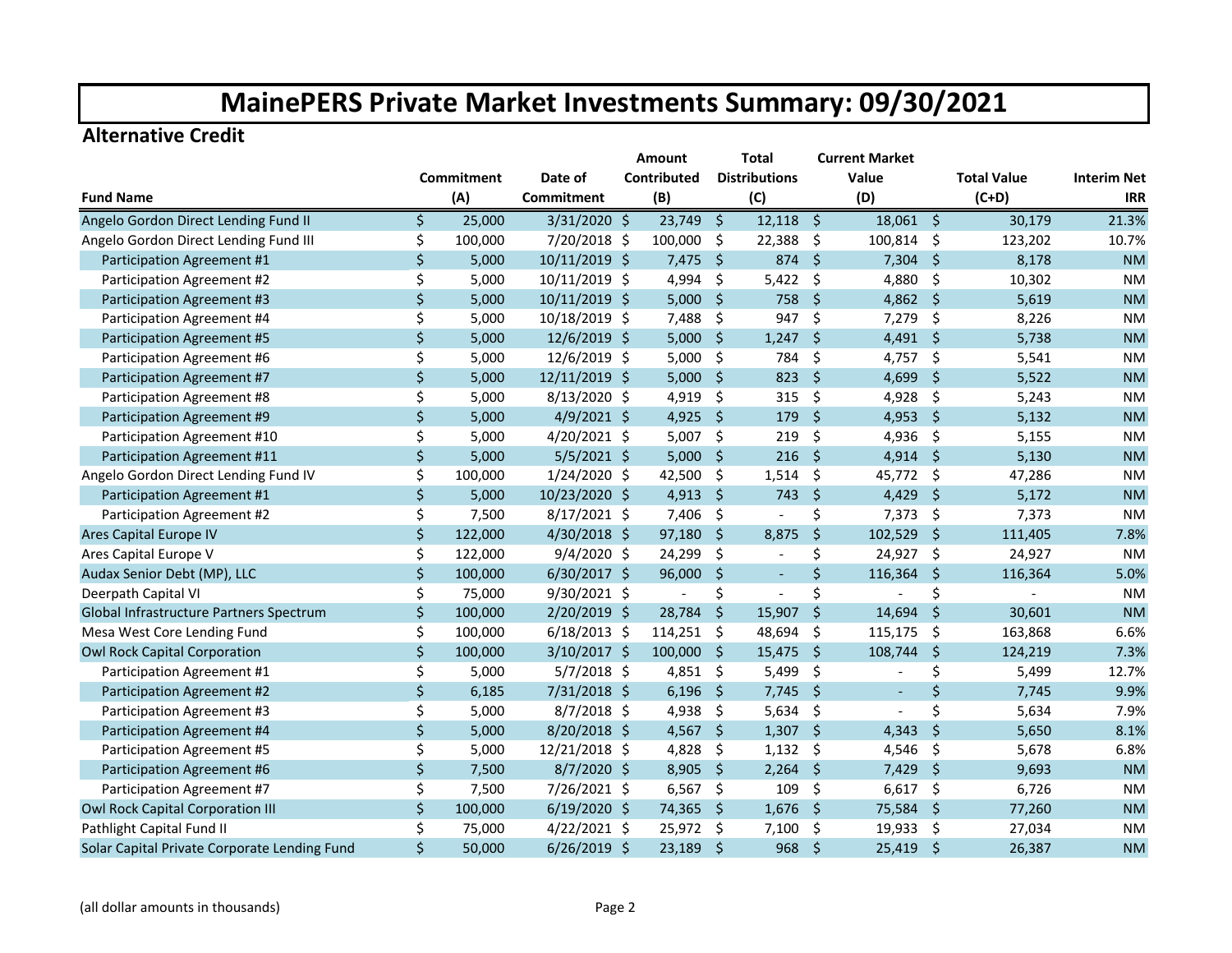# MainePERS Private Market Investments Summary: 09/30/2021

## Alternative Credit

| Fund Name | Commitment (A) | Date of Commitment | Amount Contributed (B) | Total Distributions (C) | Current Market Value (D) | Total Value (C+D) | Interim Net IRR |
|---|---|---|---|---|---|---|---|
| Angelo Gordon Direct Lending Fund II | $ 25,000 | 3/31/2020 | $ 23,749 | $ 12,118 | $ 18,061 | $ 30,179 | 21.3% |
| Angelo Gordon Direct Lending Fund III | $ 100,000 | 7/20/2018 | $ 100,000 | $ 22,388 | $ 100,814 | $ 123,202 | 10.7% |
| Participation Agreement #1 | $ 5,000 | 10/11/2019 | $ 7,475 | $ 874 | $ 7,304 | $ 8,178 | NM |
| Participation Agreement #2 | $ 5,000 | 10/11/2019 | $ 4,994 | $ 5,422 | $ 4,880 | $ 10,302 | NM |
| Participation Agreement #3 | $ 5,000 | 10/11/2019 | $ 5,000 | $ 758 | $ 4,862 | $ 5,619 | NM |
| Participation Agreement #4 | $ 5,000 | 10/18/2019 | $ 7,488 | $ 947 | $ 7,279 | $ 8,226 | NM |
| Participation Agreement #5 | $ 5,000 | 12/6/2019 | $ 5,000 | $ 1,247 | $ 4,491 | $ 5,738 | NM |
| Participation Agreement #6 | $ 5,000 | 12/6/2019 | $ 5,000 | $ 784 | $ 4,757 | $ 5,541 | NM |
| Participation Agreement #7 | $ 5,000 | 12/11/2019 | $ 5,000 | $ 823 | $ 4,699 | $ 5,522 | NM |
| Participation Agreement #8 | $ 5,000 | 8/13/2020 | $ 4,919 | $ 315 | $ 4,928 | $ 5,243 | NM |
| Participation Agreement #9 | $ 5,000 | 4/9/2021 | $ 4,925 | $ 179 | $ 4,953 | $ 5,132 | NM |
| Participation Agreement #10 | $ 5,000 | 4/20/2021 | $ 5,007 | $ 219 | $ 4,936 | $ 5,155 | NM |
| Participation Agreement #11 | $ 5,000 | 5/5/2021 | $ 5,000 | $ 216 | $ 4,914 | $ 5,130 | NM |
| Angelo Gordon Direct Lending Fund IV | $ 100,000 | 1/24/2020 | $ 42,500 | $ 1,514 | $ 45,772 | $ 47,286 | NM |
| Participation Agreement #1 | $ 5,000 | 10/23/2020 | $ 4,913 | $ 743 | $ 4,429 | $ 5,172 | NM |
| Participation Agreement #2 | $ 7,500 | 8/17/2021 | $ 7,406 | $ - | $ 7,373 | $ 7,373 | NM |
| Ares Capital Europe IV | $ 122,000 | 4/30/2018 | $ 97,180 | $ 8,875 | $ 102,529 | $ 111,405 | 7.8% |
| Ares Capital Europe V | $ 122,000 | 9/4/2020 | $ 24,299 | $ - | $ 24,927 | $ 24,927 | NM |
| Audax Senior Debt (MP), LLC | $ 100,000 | 6/30/2017 | $ 96,000 | $ - | $ 116,364 | $ 116,364 | 5.0% |
| Deerpath Capital VI | $ 75,000 | 9/30/2021 | $ - | $ - | $ - | $ - | NM |
| Global Infrastructure Partners Spectrum | $ 100,000 | 2/20/2019 | $ 28,784 | $ 15,907 | $ 14,694 | $ 30,601 | NM |
| Mesa West Core Lending Fund | $ 100,000 | 6/18/2013 | $ 114,251 | $ 48,694 | $ 115,175 | $ 163,868 | 6.6% |
| Owl Rock Capital Corporation | $ 100,000 | 3/10/2017 | $ 100,000 | $ 15,475 | $ 108,744 | $ 124,219 | 7.3% |
| Participation Agreement #1 | $ 5,000 | 5/7/2018 | $ 4,851 | $ 5,499 | $ - | $ 5,499 | 12.7% |
| Participation Agreement #2 | $ 6,185 | 7/31/2018 | $ 6,196 | $ 7,745 | $ - | $ 7,745 | 9.9% |
| Participation Agreement #3 | $ 5,000 | 8/7/2018 | $ 4,938 | $ 5,634 | $ - | $ 5,634 | 7.9% |
| Participation Agreement #4 | $ 5,000 | 8/20/2018 | $ 4,567 | $ 1,307 | $ 4,343 | $ 5,650 | 8.1% |
| Participation Agreement #5 | $ 5,000 | 12/21/2018 | $ 4,828 | $ 1,132 | $ 4,546 | $ 5,678 | 6.8% |
| Participation Agreement #6 | $ 7,500 | 8/7/2020 | $ 8,905 | $ 2,264 | $ 7,429 | $ 9,693 | NM |
| Participation Agreement #7 | $ 7,500 | 7/26/2021 | $ 6,567 | $ 109 | $ 6,617 | $ 6,726 | NM |
| Owl Rock Capital Corporation III | $ 100,000 | 6/19/2020 | $ 74,365 | $ 1,676 | $ 75,584 | $ 77,260 | NM |
| Pathlight Capital Fund II | $ 75,000 | 4/22/2021 | $ 25,972 | $ 7,100 | $ 19,933 | $ 27,034 | NM |
| Solar Capital Private Corporate Lending Fund | $ 50,000 | 6/26/2019 | $ 23,189 | $ 968 | $ 25,419 | $ 26,387 | NM |

(all dollar amounts in thousands)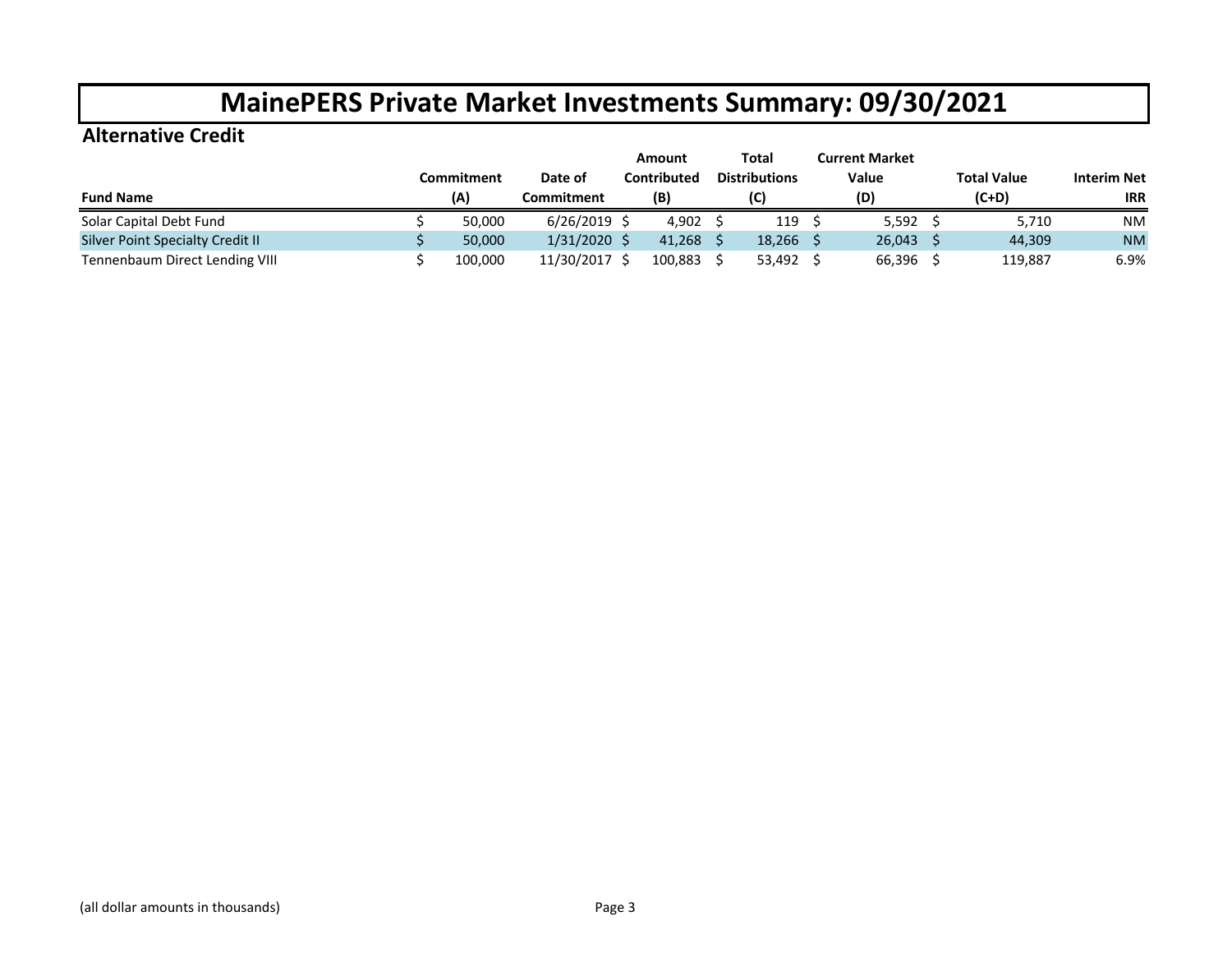# MainePERS Private Market Investments Summary: 09/30/2021

## Alternative Credit

| Fund Name | Commitment (A) | Date of Commitment | Amount Contributed (B) | Total Distributions (C) | Current Market Value (D) | Total Value (C+D) | Interim Net IRR |
|---|---|---|---|---|---|---|---|
| Solar Capital Debt Fund | $ 50,000 | 6/26/2019 | $ 4,902 | $ 119 | $ 5,592 | $ 5,710 | NM |
| Silver Point Specialty Credit II | $ 50,000 | 1/31/2020 | $ 41,268 | $ 18,266 | $ 26,043 | $ 44,309 | NM |
| Tennenbaum Direct Lending VIII | $ 100,000 | 11/30/2017 | $ 100,883 | $ 53,492 | $ 66,396 | $ 119,887 | 6.9% |

(all dollar amounts in thousands)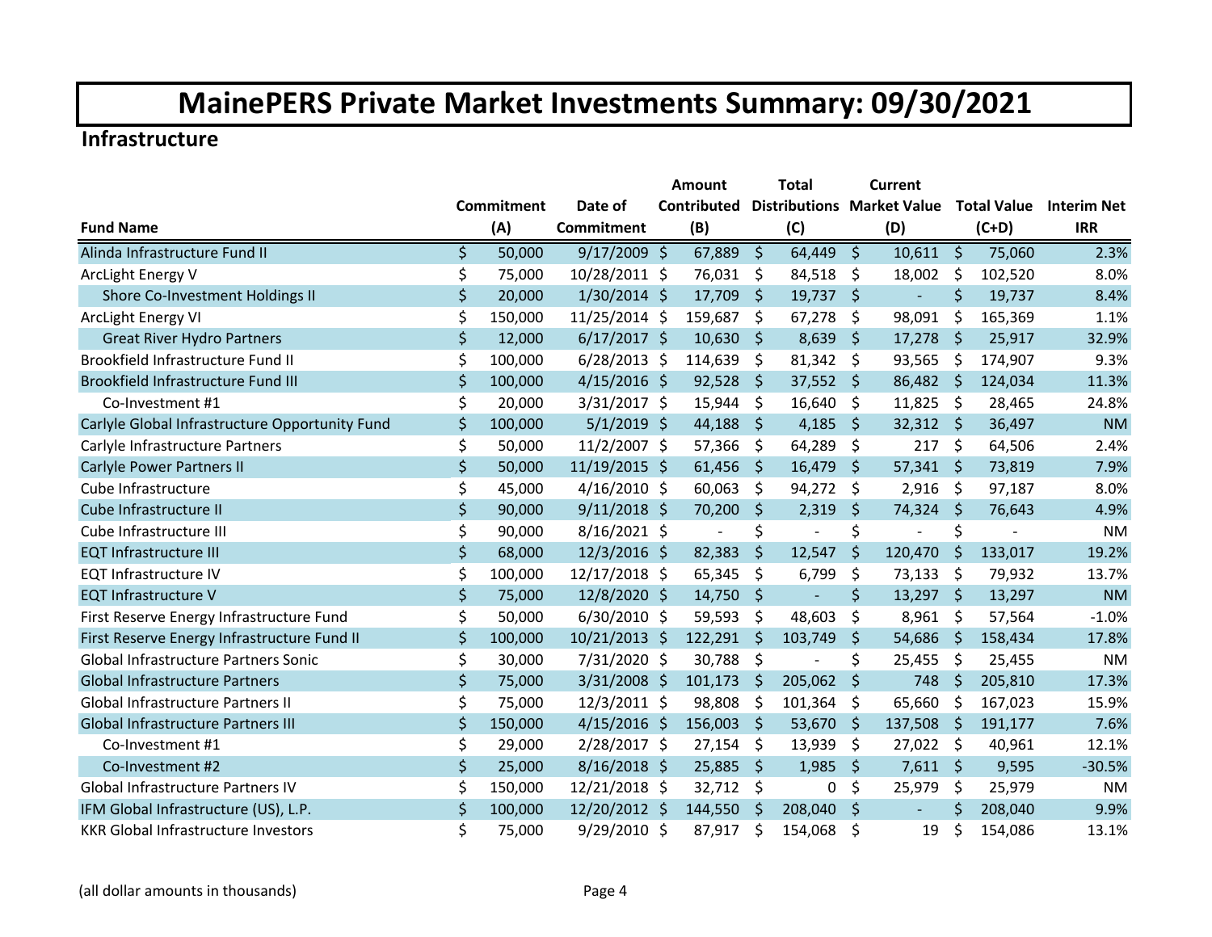# MainePERS Private Market Investments Summary: 09/30/2021

## Infrastructure

| Fund Name | Commitment (A) | Date of Commitment | Amount Contributed (B) | Total Distributions (C) | Current Market Value (D) | Total Value (C+D) | Interim Net IRR |
|---|---|---|---|---|---|---|---|
| Alinda Infrastructure Fund II | $ 50,000 | 9/17/2009 | $ 67,889 | $ 64,449 | $ 10,611 | $ 75,060 | 2.3% |
| ArcLight Energy V | $ 75,000 | 10/28/2011 | $ 76,031 | $ 84,518 | $ 18,002 | $ 102,520 | 8.0% |
| Shore Co-Investment Holdings II | $ 20,000 | 1/30/2014 | $ 17,709 | $ 19,737 | $ - | $ 19,737 | 8.4% |
| ArcLight Energy VI | $ 150,000 | 11/25/2014 | $ 159,687 | $ 67,278 | $ 98,091 | $ 165,369 | 1.1% |
| Great River Hydro Partners | $ 12,000 | 6/17/2017 | $ 10,630 | $ 8,639 | $ 17,278 | $ 25,917 | 32.9% |
| Brookfield Infrastructure Fund II | $ 100,000 | 6/28/2013 | $ 114,639 | $ 81,342 | $ 93,565 | $ 174,907 | 9.3% |
| Brookfield Infrastructure Fund III | $ 100,000 | 4/15/2016 | $ 92,528 | $ 37,552 | $ 86,482 | $ 124,034 | 11.3% |
| Co-Investment #1 | $ 20,000 | 3/31/2017 | $ 15,944 | $ 16,640 | $ 11,825 | $ 28,465 | 24.8% |
| Carlyle Global Infrastructure Opportunity Fund | $ 100,000 | 5/1/2019 | $ 44,188 | $ 4,185 | $ 32,312 | $ 36,497 | NM |
| Carlyle Infrastructure Partners | $ 50,000 | 11/2/2007 | $ 57,366 | $ 64,289 | $ 217 | $ 64,506 | 2.4% |
| Carlyle Power Partners II | $ 50,000 | 11/19/2015 | $ 61,456 | $ 16,479 | $ 57,341 | $ 73,819 | 7.9% |
| Cube Infrastructure | $ 45,000 | 4/16/2010 | $ 60,063 | $ 94,272 | $ 2,916 | $ 97,187 | 8.0% |
| Cube Infrastructure II | $ 90,000 | 9/11/2018 | $ 70,200 | $ 2,319 | $ 74,324 | $ 76,643 | 4.9% |
| Cube Infrastructure III | $ 90,000 | 8/16/2021 | $ - | $ - | $ - | $ - | NM |
| EQT Infrastructure III | $ 68,000 | 12/3/2016 | $ 82,383 | $ 12,547 | $ 120,470 | $ 133,017 | 19.2% |
| EQT Infrastructure IV | $ 100,000 | 12/17/2018 | $ 65,345 | $ 6,799 | $ 73,133 | $ 79,932 | 13.7% |
| EQT Infrastructure V | $ 75,000 | 12/8/2020 | $ 14,750 | $ - | $ 13,297 | $ 13,297 | NM |
| First Reserve Energy Infrastructure Fund | $ 50,000 | 6/30/2010 | $ 59,593 | $ 48,603 | $ 8,961 | $ 57,564 | -1.0% |
| First Reserve Energy Infrastructure Fund II | $ 100,000 | 10/21/2013 | $ 122,291 | $ 103,749 | $ 54,686 | $ 158,434 | 17.8% |
| Global Infrastructure Partners Sonic | $ 30,000 | 7/31/2020 | $ 30,788 | $ - | $ 25,455 | $ 25,455 | NM |
| Global Infrastructure Partners | $ 75,000 | 3/31/2008 | $ 101,173 | $ 205,062 | $ 748 | $ 205,810 | 17.3% |
| Global Infrastructure Partners II | $ 75,000 | 12/3/2011 | $ 98,808 | $ 101,364 | $ 65,660 | $ 167,023 | 15.9% |
| Global Infrastructure Partners III | $ 150,000 | 4/15/2016 | $ 156,003 | $ 53,670 | $ 137,508 | $ 191,177 | 7.6% |
| Co-Investment #1 | $ 29,000 | 2/28/2017 | $ 27,154 | $ 13,939 | $ 27,022 | $ 40,961 | 12.1% |
| Co-Investment #2 | $ 25,000 | 8/16/2018 | $ 25,885 | $ 1,985 | $ 7,611 | $ 9,595 | -30.5% |
| Global Infrastructure Partners IV | $ 150,000 | 12/21/2018 | $ 32,712 | $ 0 | $ 25,979 | $ 25,979 | NM |
| IFM Global Infrastructure (US), L.P. | $ 100,000 | 12/20/2012 | $ 144,550 | $ 208,040 | $ - | $ 208,040 | 9.9% |
| KKR Global Infrastructure Investors | $ 75,000 | 9/29/2010 | $ 87,917 | $ 154,068 | $ 19 | $ 154,086 | 13.1% |

(all dollar amounts in thousands)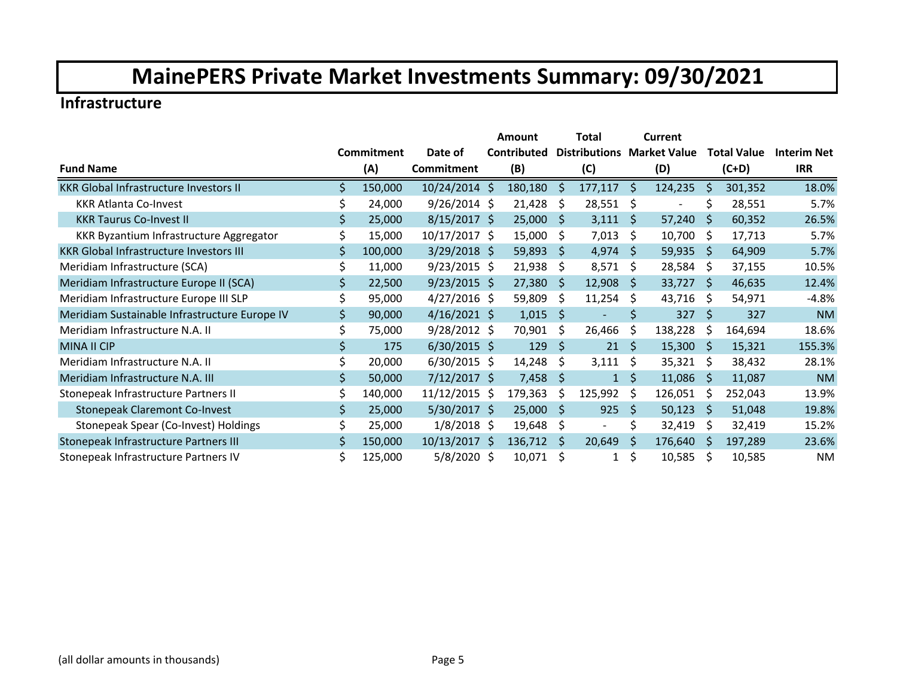# MainePERS Private Market Investments Summary: 09/30/2021

## Infrastructure

| Fund Name | Commitment (A) | Date of Commitment | Amount Contributed (B) | Total Distributions (C) | Current Market Value (D) | Total Value (C+D) | Interim Net IRR |
|---|---|---|---|---|---|---|---|
| KKR Global Infrastructure Investors II | $ 150,000 | 10/24/2014 | $ 180,180 | $ 177,117 | $ 124,235 | $ 301,352 | 18.0% |
| KKR Atlanta Co-Invest | $ 24,000 | 9/26/2014 | $ 21,428 | $ 28,551 | $ - | $ 28,551 | 5.7% |
| KKR Taurus Co-Invest II | $ 25,000 | 8/15/2017 | $ 25,000 | $ 3,111 | $ 57,240 | $ 60,352 | 26.5% |
| KKR Byzantium Infrastructure Aggregator | $ 15,000 | 10/17/2017 | $ 15,000 | $ 7,013 | $ 10,700 | $ 17,713 | 5.7% |
| KKR Global Infrastructure Investors III | $ 100,000 | 3/29/2018 | $ 59,893 | $ 4,974 | $ 59,935 | $ 64,909 | 5.7% |
| Meridiam Infrastructure (SCA) | $ 11,000 | 9/23/2015 | $ 21,938 | $ 8,571 | $ 28,584 | $ 37,155 | 10.5% |
| Meridiam Infrastructure Europe II (SCA) | $ 22,500 | 9/23/2015 | $ 27,380 | $ 12,908 | $ 33,727 | $ 46,635 | 12.4% |
| Meridiam Infrastructure Europe III SLP | $ 95,000 | 4/27/2016 | $ 59,809 | $ 11,254 | $ 43,716 | $ 54,971 | -4.8% |
| Meridiam Sustainable Infrastructure Europe IV | $ 90,000 | 4/16/2021 | $ 1,015 | $ - | $ 327 | $ 327 | NM |
| Meridiam Infrastructure N.A. II | $ 75,000 | 9/28/2012 | $ 70,901 | $ 26,466 | $ 138,228 | $ 164,694 | 18.6% |
| MINA II CIP | $ 175 | 6/30/2015 | $ 129 | $ 21 | $ 15,300 | $ 15,321 | 155.3% |
| Meridiam Infrastructure N.A. II | $ 20,000 | 6/30/2015 | $ 14,248 | $ 3,111 | $ 35,321 | $ 38,432 | 28.1% |
| Meridiam Infrastructure N.A. III | $ 50,000 | 7/12/2017 | $ 7,458 | $ 1 | $ 11,086 | $ 11,087 | NM |
| Stonepeak Infrastructure Partners II | $ 140,000 | 11/12/2015 | $ 179,363 | $ 125,992 | $ 126,051 | $ 252,043 | 13.9% |
| Stonepeak Claremont Co-Invest | $ 25,000 | 5/30/2017 | $ 25,000 | $ 925 | $ 50,123 | $ 51,048 | 19.8% |
| Stonepeak Spear (Co-Invest) Holdings | $ 25,000 | 1/8/2018 | $ 19,648 | $ - | $ 32,419 | $ 32,419 | 15.2% |
| Stonepeak Infrastructure Partners III | $ 150,000 | 10/13/2017 | $ 136,712 | $ 20,649 | $ 176,640 | $ 197,289 | 23.6% |
| Stonepeak Infrastructure Partners IV | $ 125,000 | 5/8/2020 | $ 10,071 | $ 1 | $ 10,585 | $ 10,585 | NM |

(all dollar amounts in thousands)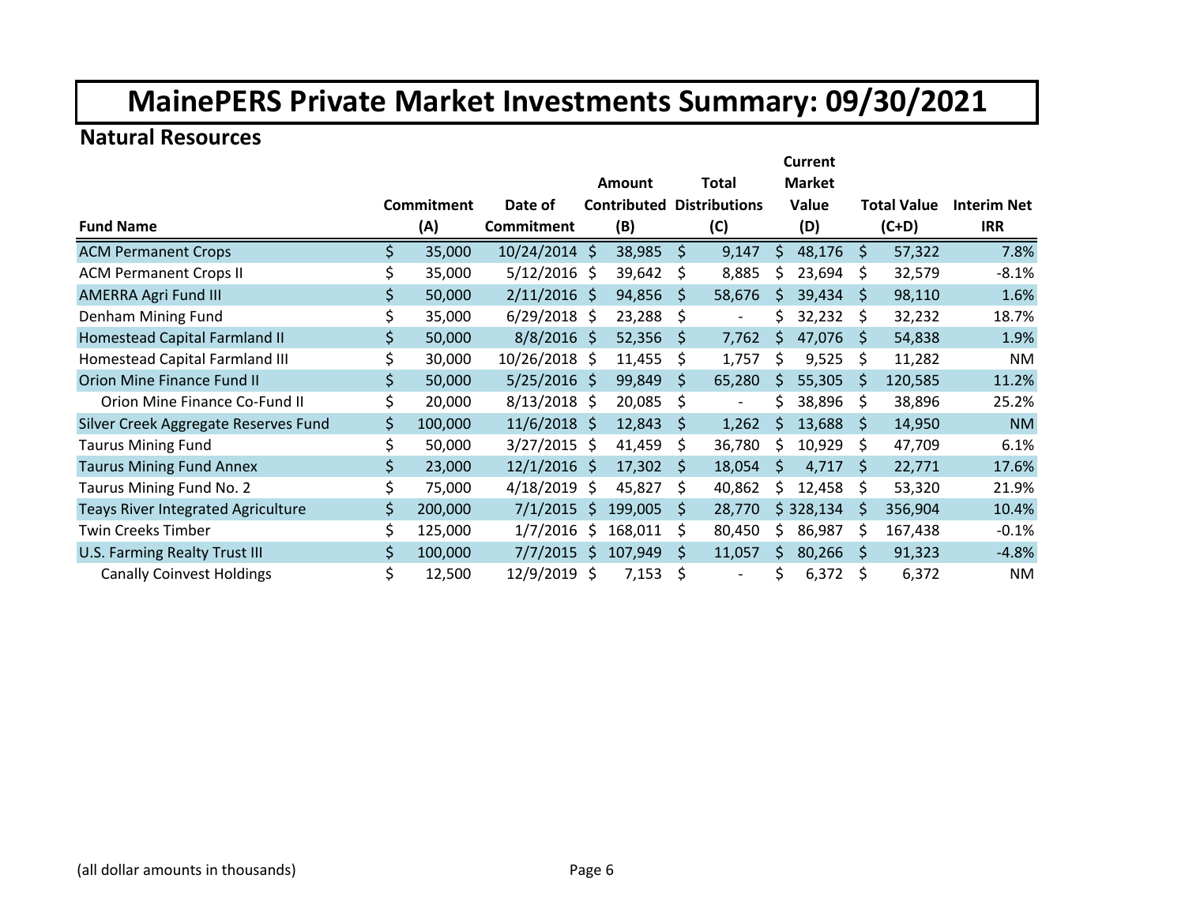# MainePERS Private Market Investments Summary: 09/30/2021

## Natural Resources

| Fund Name | Commitment (A) | Date of Commitment | Amount Contributed (B) | Total Distributions (C) | Current Market Value (D) | Total Value (C+D) | Interim Net IRR |
|---|---|---|---|---|---|---|---|
| ACM Permanent Crops | $ 35,000 | 10/24/2014 | $ 38,985 | $ 9,147 | $ 48,176 | $ 57,322 | 7.8% |
| ACM Permanent Crops II | $ 35,000 | 5/12/2016 | $ 39,642 | $ 8,885 | $ 23,694 | $ 32,579 | -8.1% |
| AMERRA Agri Fund III | $ 50,000 | 2/11/2016 | $ 94,856 | $ 58,676 | $ 39,434 | $ 98,110 | 1.6% |
| Denham Mining Fund | $ 35,000 | 6/29/2018 | $ 23,288 | $ - | $ 32,232 | $ 32,232 | 18.7% |
| Homestead Capital Farmland II | $ 50,000 | 8/8/2016 | $ 52,356 | $ 7,762 | $ 47,076 | $ 54,838 | 1.9% |
| Homestead Capital Farmland III | $ 30,000 | 10/26/2018 | $ 11,455 | $ 1,757 | $ 9,525 | $ 11,282 | NM |
| Orion Mine Finance Fund II | $ 50,000 | 5/25/2016 | $ 99,849 | $ 65,280 | $ 55,305 | $ 120,585 | 11.2% |
| Orion Mine Finance Co-Fund II | $ 20,000 | 8/13/2018 | $ 20,085 | $ - | $ 38,896 | $ 38,896 | 25.2% |
| Silver Creek Aggregate Reserves Fund | $ 100,000 | 11/6/2018 | $ 12,843 | $ 1,262 | $ 13,688 | $ 14,950 | NM |
| Taurus Mining Fund | $ 50,000 | 3/27/2015 | $ 41,459 | $ 36,780 | $ 10,929 | $ 47,709 | 6.1% |
| Taurus Mining Fund Annex | $ 23,000 | 12/1/2016 | $ 17,302 | $ 18,054 | $ 4,717 | $ 22,771 | 17.6% |
| Taurus Mining Fund No. 2 | $ 75,000 | 4/18/2019 | $ 45,827 | $ 40,862 | $ 12,458 | $ 53,320 | 21.9% |
| Teays River Integrated Agriculture | $ 200,000 | 7/1/2015 | $ 199,005 | $ 28,770 | $ 328,134 | $ 356,904 | 10.4% |
| Twin Creeks Timber | $ 125,000 | 1/7/2016 | $ 168,011 | $ 80,450 | $ 86,987 | $ 167,438 | -0.1% |
| U.S. Farming Realty Trust III | $ 100,000 | 7/7/2015 | $ 107,949 | $ 11,057 | $ 80,266 | $ 91,323 | -4.8% |
| Canally Coinvest Holdings | $ 12,500 | 12/9/2019 | $ 7,153 | $ - | $ 6,372 | $ 6,372 | NM |

(all dollar amounts in thousands)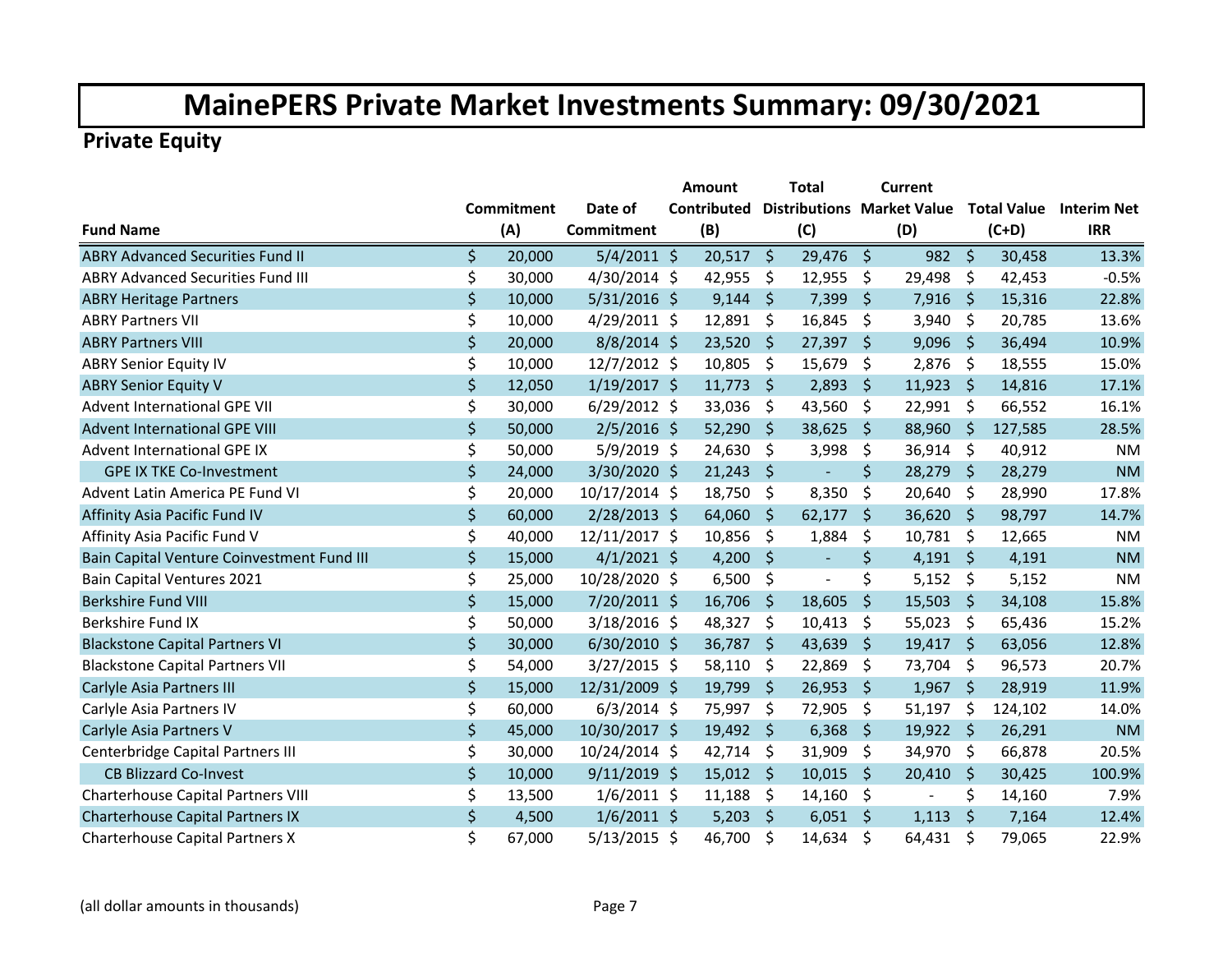# MainePERS Private Market Investments Summary: 09/30/2021

## Private Equity

| Fund Name | Commitment (A) | Date of Commitment | Amount Contributed (B) | Total Distributions (C) | Current Market Value (D) | Total Value (C+D) | Interim Net IRR |
|---|---|---|---|---|---|---|---|
| ABRY Advanced Securities Fund II | $ 20,000 | 5/4/2011 | $ 20,517 | $ 29,476 | $ 982 | $ 30,458 | 13.3% |
| ABRY Advanced Securities Fund III | $ 30,000 | 4/30/2014 | $ 42,955 | $ 12,955 | $ 29,498 | $ 42,453 | -0.5% |
| ABRY Heritage Partners | $ 10,000 | 5/31/2016 | $ 9,144 | $ 7,399 | $ 7,916 | $ 15,316 | 22.8% |
| ABRY Partners VII | $ 10,000 | 4/29/2011 | $ 12,891 | $ 16,845 | $ 3,940 | $ 20,785 | 13.6% |
| ABRY Partners VIII | $ 20,000 | 8/8/2014 | $ 23,520 | $ 27,397 | $ 9,096 | $ 36,494 | 10.9% |
| ABRY Senior Equity IV | $ 10,000 | 12/7/2012 | $ 10,805 | $ 15,679 | $ 2,876 | $ 18,555 | 15.0% |
| ABRY Senior Equity V | $ 12,050 | 1/19/2017 | $ 11,773 | $ 2,893 | $ 11,923 | $ 14,816 | 17.1% |
| Advent International GPE VII | $ 30,000 | 6/29/2012 | $ 33,036 | $ 43,560 | $ 22,991 | $ 66,552 | 16.1% |
| Advent International GPE VIII | $ 50,000 | 2/5/2016 | $ 52,290 | $ 38,625 | $ 88,960 | $ 127,585 | 28.5% |
| Advent International GPE IX | $ 50,000 | 5/9/2019 | $ 24,630 | $ 3,998 | $ 36,914 | $ 40,912 | NM |
| GPE IX TKE Co-Investment | $ 24,000 | 3/30/2020 | $ 21,243 | $ - | $ 28,279 | $ 28,279 | NM |
| Advent Latin America PE Fund VI | $ 20,000 | 10/17/2014 | $ 18,750 | $ 8,350 | $ 20,640 | $ 28,990 | 17.8% |
| Affinity Asia Pacific Fund IV | $ 60,000 | 2/28/2013 | $ 64,060 | $ 62,177 | $ 36,620 | $ 98,797 | 14.7% |
| Affinity Asia Pacific Fund V | $ 40,000 | 12/11/2017 | $ 10,856 | $ 1,884 | $ 10,781 | $ 12,665 | NM |
| Bain Capital Venture Coinvestment Fund III | $ 15,000 | 4/1/2021 | $ 4,200 | $ - | $ 4,191 | $ 4,191 | NM |
| Bain Capital Ventures 2021 | $ 25,000 | 10/28/2020 | $ 6,500 | $ - | $ 5,152 | $ 5,152 | NM |
| Berkshire Fund VIII | $ 15,000 | 7/20/2011 | $ 16,706 | $ 18,605 | $ 15,503 | $ 34,108 | 15.8% |
| Berkshire Fund IX | $ 50,000 | 3/18/2016 | $ 48,327 | $ 10,413 | $ 55,023 | $ 65,436 | 15.2% |
| Blackstone Capital Partners VI | $ 30,000 | 6/30/2010 | $ 36,787 | $ 43,639 | $ 19,417 | $ 63,056 | 12.8% |
| Blackstone Capital Partners VII | $ 54,000 | 3/27/2015 | $ 58,110 | $ 22,869 | $ 73,704 | $ 96,573 | 20.7% |
| Carlyle Asia Partners III | $ 15,000 | 12/31/2009 | $ 19,799 | $ 26,953 | $ 1,967 | $ 28,919 | 11.9% |
| Carlyle Asia Partners IV | $ 60,000 | 6/3/2014 | $ 75,997 | $ 72,905 | $ 51,197 | $ 124,102 | 14.0% |
| Carlyle Asia Partners V | $ 45,000 | 10/30/2017 | $ 19,492 | $ 6,368 | $ 19,922 | $ 26,291 | NM |
| Centerbridge Capital Partners III | $ 30,000 | 10/24/2014 | $ 42,714 | $ 31,909 | $ 34,970 | $ 66,878 | 20.5% |
| CB Blizzard Co-Invest | $ 10,000 | 9/11/2019 | $ 15,012 | $ 10,015 | $ 20,410 | $ 30,425 | 100.9% |
| Charterhouse Capital Partners VIII | $ 13,500 | 1/6/2011 | $ 11,188 | $ 14,160 | $ - | $ 14,160 | 7.9% |
| Charterhouse Capital Partners IX | $ 4,500 | 1/6/2011 | $ 5,203 | $ 6,051 | $ 1,113 | $ 7,164 | 12.4% |
| Charterhouse Capital Partners X | $ 67,000 | 5/13/2015 | $ 46,700 | $ 14,634 | $ 64,431 | $ 79,065 | 22.9% |

(all dollar amounts in thousands)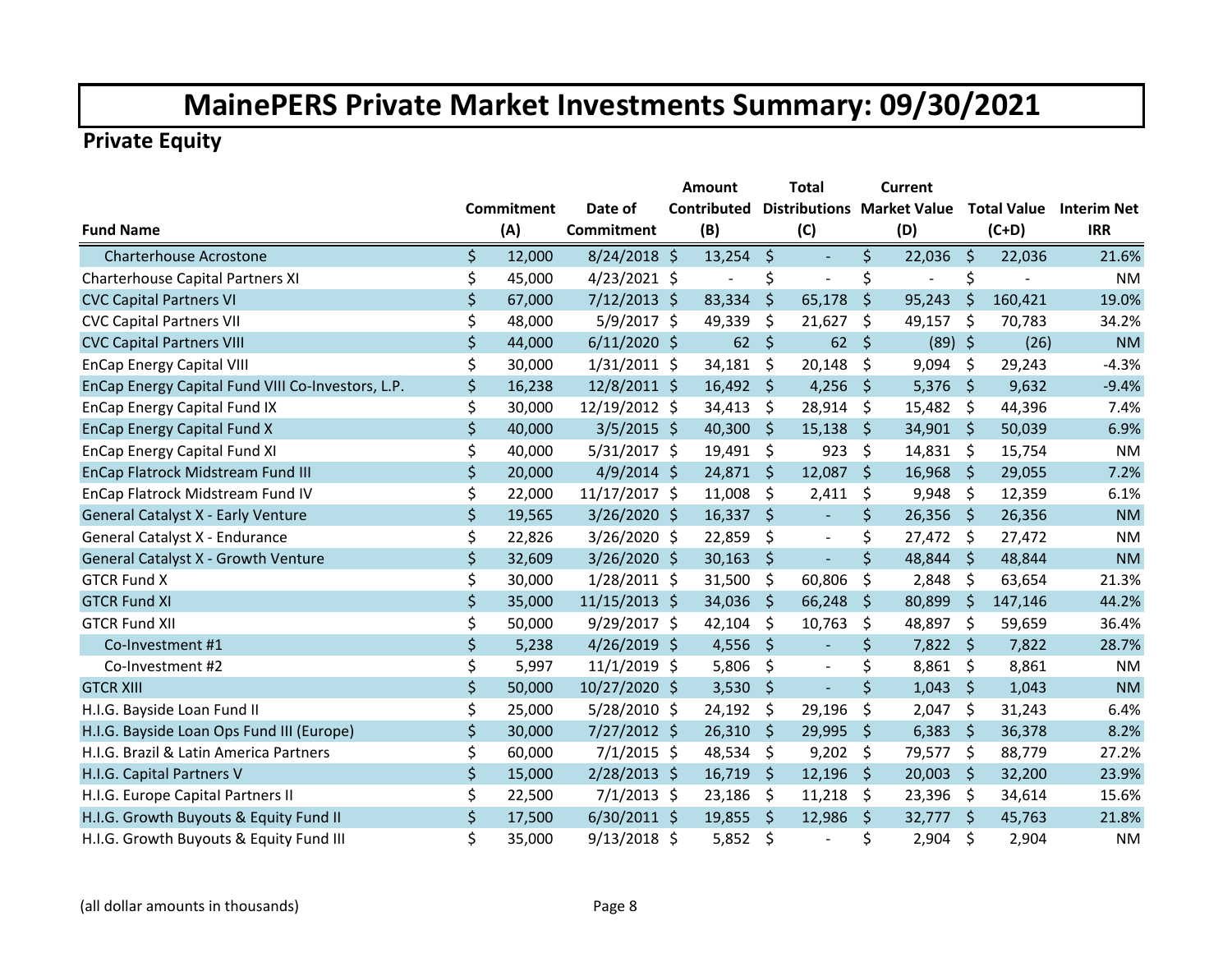# MainePERS Private Market Investments Summary: 09/30/2021

## Private Equity

| Fund Name | Commitment (A) | Date of Commitment | Amount Contributed (B) | Total Distributions (C) | Current Market Value (D) | Total Value (C+D) | Interim Net IRR |
|---|---|---|---|---|---|---|---|
| Charterhouse Acrostone | $ 12,000 | 8/24/2018 | $ 13,254 | $ - | $ 22,036 | $ 22,036 | 21.6% |
| Charterhouse Capital Partners XI | $ 45,000 | 4/23/2021 | $ - | $ - | $ - | $ - | NM |
| CVC Capital Partners VI | $ 67,000 | 7/12/2013 | $ 83,334 | $ 65,178 | $ 95,243 | $ 160,421 | 19.0% |
| CVC Capital Partners VII | $ 48,000 | 5/9/2017 | $ 49,339 | $ 21,627 | $ 49,157 | $ 70,783 | 34.2% |
| CVC Capital Partners VIII | $ 44,000 | 6/11/2020 | $ 62 | $ 62 | $ (89) | $ (26) | NM |
| EnCap Energy Capital VIII | $ 30,000 | 1/31/2011 | $ 34,181 | $ 20,148 | $ 9,094 | $ 29,243 | -4.3% |
| EnCap Energy Capital Fund VIII Co-Investors, L.P. | $ 16,238 | 12/8/2011 | $ 16,492 | $ 4,256 | $ 5,376 | $ 9,632 | -9.4% |
| EnCap Energy Capital Fund IX | $ 30,000 | 12/19/2012 | $ 34,413 | $ 28,914 | $ 15,482 | $ 44,396 | 7.4% |
| EnCap Energy Capital Fund X | $ 40,000 | 3/5/2015 | $ 40,300 | $ 15,138 | $ 34,901 | $ 50,039 | 6.9% |
| EnCap Energy Capital Fund XI | $ 40,000 | 5/31/2017 | $ 19,491 | $ 923 | $ 14,831 | $ 15,754 | NM |
| EnCap Flatrock Midstream Fund III | $ 20,000 | 4/9/2014 | $ 24,871 | $ 12,087 | $ 16,968 | $ 29,055 | 7.2% |
| EnCap Flatrock Midstream Fund IV | $ 22,000 | 11/17/2017 | $ 11,008 | $ 2,411 | $ 9,948 | $ 12,359 | 6.1% |
| General Catalyst X - Early Venture | $ 19,565 | 3/26/2020 | $ 16,337 | $ - | $ 26,356 | $ 26,356 | NM |
| General Catalyst X - Endurance | $ 22,826 | 3/26/2020 | $ 22,859 | $ - | $ 27,472 | $ 27,472 | NM |
| General Catalyst X - Growth Venture | $ 32,609 | 3/26/2020 | $ 30,163 | $ - | $ 48,844 | $ 48,844 | NM |
| GTCR Fund X | $ 30,000 | 1/28/2011 | $ 31,500 | $ 60,806 | $ 2,848 | $ 63,654 | 21.3% |
| GTCR Fund XI | $ 35,000 | 11/15/2013 | $ 34,036 | $ 66,248 | $ 80,899 | $ 147,146 | 44.2% |
| GTCR Fund XII | $ 50,000 | 9/29/2017 | $ 42,104 | $ 10,763 | $ 48,897 | $ 59,659 | 36.4% |
| Co-Investment #1 | $ 5,238 | 4/26/2019 | $ 4,556 | $ - | $ 7,822 | $ 7,822 | 28.7% |
| Co-Investment #2 | $ 5,997 | 11/1/2019 | $ 5,806 | $ - | $ 8,861 | $ 8,861 | NM |
| GTCR XIII | $ 50,000 | 10/27/2020 | $ 3,530 | $ - | $ 1,043 | $ 1,043 | NM |
| H.I.G. Bayside Loan Fund II | $ 25,000 | 5/28/2010 | $ 24,192 | $ 29,196 | $ 2,047 | $ 31,243 | 6.4% |
| H.I.G. Bayside Loan Ops Fund III (Europe) | $ 30,000 | 7/27/2012 | $ 26,310 | $ 29,995 | $ 6,383 | $ 36,378 | 8.2% |
| H.I.G. Brazil & Latin America Partners | $ 60,000 | 7/1/2015 | $ 48,534 | $ 9,202 | $ 79,577 | $ 88,779 | 27.2% |
| H.I.G. Capital Partners V | $ 15,000 | 2/28/2013 | $ 16,719 | $ 12,196 | $ 20,003 | $ 32,200 | 23.9% |
| H.I.G. Europe Capital Partners II | $ 22,500 | 7/1/2013 | $ 23,186 | $ 11,218 | $ 23,396 | $ 34,614 | 15.6% |
| H.I.G. Growth Buyouts & Equity Fund II | $ 17,500 | 6/30/2011 | $ 19,855 | $ 12,986 | $ 32,777 | $ 45,763 | 21.8% |
| H.I.G. Growth Buyouts & Equity Fund III | $ 35,000 | 9/13/2018 | $ 5,852 | $ - | $ 2,904 | $ 2,904 | NM |

(all dollar amounts in thousands)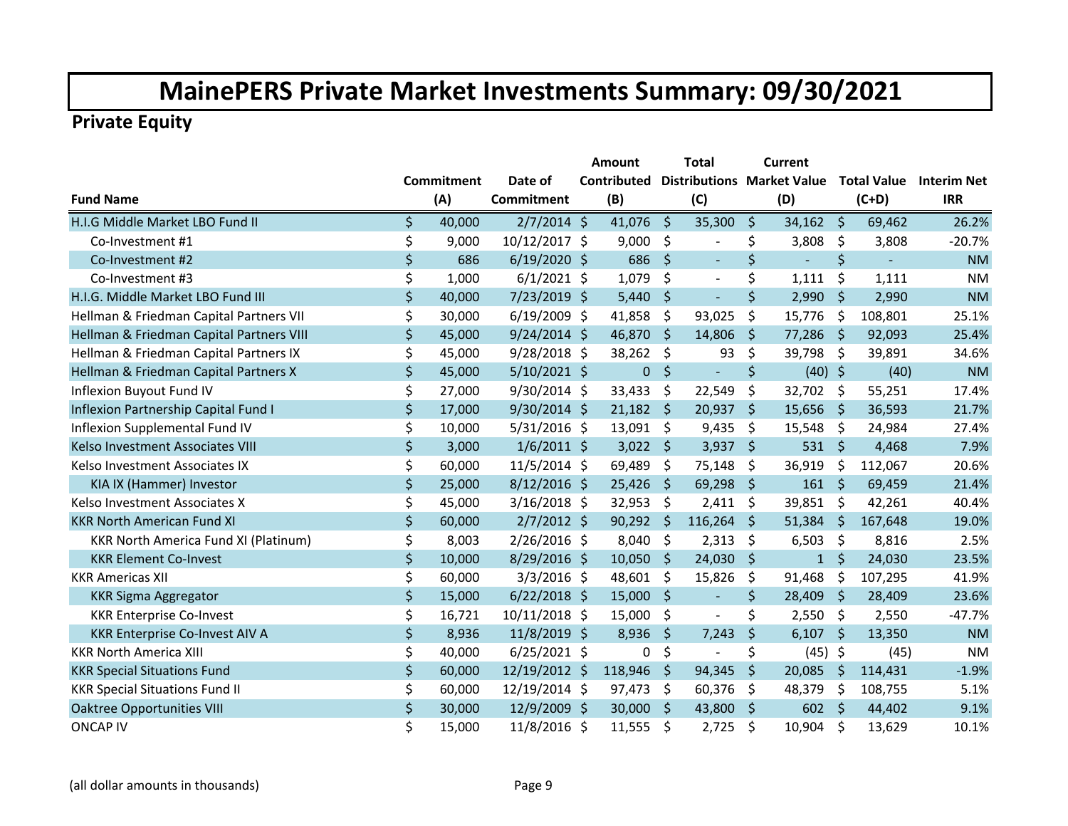# MainePERS Private Market Investments Summary: 09/30/2021

## Private Equity

| Fund Name | Commitment (A) | Date of Commitment | Amount Contributed (B) | Total Distributions (C) | Current Market Value (D) | Total Value (C+D) | Interim Net IRR |
|---|---|---|---|---|---|---|---|
| H.I.G Middle Market LBO Fund II | $ 40,000 | 2/7/2014 | $ 41,076 | $ 35,300 | $ 34,162 | $ 69,462 | 26.2% |
| Co-Investment #1 | $ 9,000 | 10/12/2017 | $ 9,000 | $ - | $ 3,808 | $ 3,808 | -20.7% |
| Co-Investment #2 | $ 686 | 6/19/2020 | $ 686 | $ - | $ - | $ - | NM |
| Co-Investment #3 | $ 1,000 | 6/1/2021 | $ 1,079 | $ - | $ 1,111 | $ 1,111 | NM |
| H.I.G. Middle Market LBO Fund III | $ 40,000 | 7/23/2019 | $ 5,440 | $ - | $ 2,990 | $ 2,990 | NM |
| Hellman & Friedman Capital Partners VII | $ 30,000 | 6/19/2009 | $ 41,858 | $ 93,025 | $ 15,776 | $ 108,801 | 25.1% |
| Hellman & Friedman Capital Partners VIII | $ 45,000 | 9/24/2014 | $ 46,870 | $ 14,806 | $ 77,286 | $ 92,093 | 25.4% |
| Hellman & Friedman Capital Partners IX | $ 45,000 | 9/28/2018 | $ 38,262 | $ 93 | $ 39,798 | $ 39,891 | 34.6% |
| Hellman & Friedman Capital Partners X | $ 45,000 | 5/10/2021 | $ 0 | $ - | $ (40) | $ (40) | NM |
| Inflexion Buyout Fund IV | $ 27,000 | 9/30/2014 | $ 33,433 | $ 22,549 | $ 32,702 | $ 55,251 | 17.4% |
| Inflexion Partnership Capital Fund I | $ 17,000 | 9/30/2014 | $ 21,182 | $ 20,937 | $ 15,656 | $ 36,593 | 21.7% |
| Inflexion Supplemental Fund IV | $ 10,000 | 5/31/2016 | $ 13,091 | $ 9,435 | $ 15,548 | $ 24,984 | 27.4% |
| Kelso Investment Associates VIII | $ 3,000 | 1/6/2011 | $ 3,022 | $ 3,937 | $ 531 | $ 4,468 | 7.9% |
| Kelso Investment Associates IX | $ 60,000 | 11/5/2014 | $ 69,489 | $ 75,148 | $ 36,919 | $ 112,067 | 20.6% |
| KIA IX (Hammer) Investor | $ 25,000 | 8/12/2016 | $ 25,426 | $ 69,298 | $ 161 | $ 69,459 | 21.4% |
| Kelso Investment Associates X | $ 45,000 | 3/16/2018 | $ 32,953 | $ 2,411 | $ 39,851 | $ 42,261 | 40.4% |
| KKR North American Fund XI | $ 60,000 | 2/7/2012 | $ 90,292 | $ 116,264 | $ 51,384 | $ 167,648 | 19.0% |
| KKR North America Fund XI (Platinum) | $ 8,003 | 2/26/2016 | $ 8,040 | $ 2,313 | $ 6,503 | $ 8,816 | 2.5% |
| KKR Element Co-Invest | $ 10,000 | 8/29/2016 | $ 10,050 | $ 24,030 | $ 1 | $ 24,030 | 23.5% |
| KKR Americas XII | $ 60,000 | 3/3/2016 | $ 48,601 | $ 15,826 | $ 91,468 | $ 107,295 | 41.9% |
| KKR Sigma Aggregator | $ 15,000 | 6/22/2018 | $ 15,000 | $ - | $ 28,409 | $ 28,409 | 23.6% |
| KKR Enterprise Co-Invest | $ 16,721 | 10/11/2018 | $ 15,000 | $ - | $ 2,550 | $ 2,550 | -47.7% |
| KKR Enterprise Co-Invest AIV A | $ 8,936 | 11/8/2019 | $ 8,936 | $ 7,243 | $ 6,107 | $ 13,350 | NM |
| KKR North America XIII | $ 40,000 | 6/25/2021 | $ 0 | $ - | $ (45) | $ (45) | NM |
| KKR Special Situations Fund | $ 60,000 | 12/19/2012 | $ 118,946 | $ 94,345 | $ 20,085 | $ 114,431 | -1.9% |
| KKR Special Situations Fund II | $ 60,000 | 12/19/2014 | $ 97,473 | $ 60,376 | $ 48,379 | $ 108,755 | 5.1% |
| Oaktree Opportunities VIII | $ 30,000 | 12/9/2009 | $ 30,000 | $ 43,800 | $ 602 | $ 44,402 | 9.1% |
| ONCAP IV | $ 15,000 | 11/8/2016 | $ 11,555 | $ 2,725 | $ 10,904 | $ 13,629 | 10.1% |

(all dollar amounts in thousands)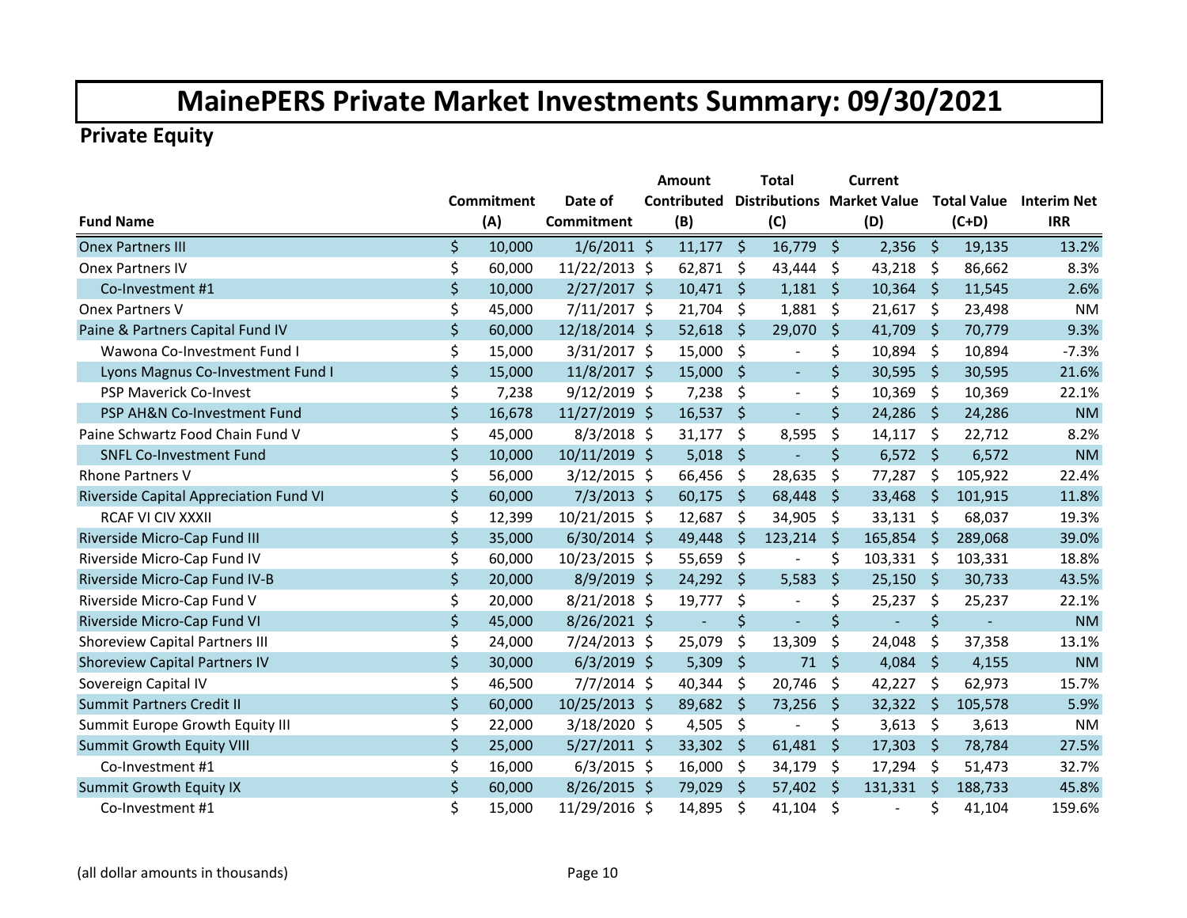# MainePERS Private Market Investments Summary: 09/30/2021

## Private Equity

| Fund Name | Commitment (A) | Date of Commitment | Amount Contributed (B) | Total Distributions (C) | Current Market Value (D) | Total Value (C+D) | Interim Net IRR |
|---|---|---|---|---|---|---|---|
| Onex Partners III | $ 10,000 | 1/6/2011 | $ 11,177 | $ 16,779 | $ 2,356 | $ 19,135 | 13.2% |
| Onex Partners IV | $ 60,000 | 11/22/2013 | $ 62,871 | $ 43,444 | $ 43,218 | $ 86,662 | 8.3% |
| Co-Investment #1 | $ 10,000 | 2/27/2017 | $ 10,471 | $ 1,181 | $ 10,364 | $ 11,545 | 2.6% |
| Onex Partners V | $ 45,000 | 7/11/2017 | $ 21,704 | $ 1,881 | $ 21,617 | $ 23,498 | NM |
| Paine & Partners Capital Fund IV | $ 60,000 | 12/18/2014 | $ 52,618 | $ 29,070 | $ 41,709 | $ 70,779 | 9.3% |
| Wawona Co-Investment Fund I | $ 15,000 | 3/31/2017 | $ 15,000 | $ - | $ 10,894 | $ 10,894 | -7.3% |
| Lyons Magnus Co-Investment Fund I | $ 15,000 | 11/8/2017 | $ 15,000 | $ - | $ 30,595 | $ 30,595 | 21.6% |
| PSP Maverick Co-Invest | $ 7,238 | 9/12/2019 | $ 7,238 | $ - | $ 10,369 | $ 10,369 | 22.1% |
| PSP AH&N Co-Investment Fund | $ 16,678 | 11/27/2019 | $ 16,537 | $ - | $ 24,286 | $ 24,286 | NM |
| Paine Schwartz Food Chain Fund V | $ 45,000 | 8/3/2018 | $ 31,177 | $ 8,595 | $ 14,117 | $ 22,712 | 8.2% |
| SNFL Co-Investment Fund | $ 10,000 | 10/11/2019 | $ 5,018 | $ - | $ 6,572 | $ 6,572 | NM |
| Rhone Partners V | $ 56,000 | 3/12/2015 | $ 66,456 | $ 28,635 | $ 77,287 | $ 105,922 | 22.4% |
| Riverside Capital Appreciation Fund VI | $ 60,000 | 7/3/2013 | $ 60,175 | $ 68,448 | $ 33,468 | $ 101,915 | 11.8% |
| RCAF VI CIV XXXII | $ 12,399 | 10/21/2015 | $ 12,687 | $ 34,905 | $ 33,131 | $ 68,037 | 19.3% |
| Riverside Micro-Cap Fund III | $ 35,000 | 6/30/2014 | $ 49,448 | $ 123,214 | $ 165,854 | $ 289,068 | 39.0% |
| Riverside Micro-Cap Fund IV | $ 60,000 | 10/23/2015 | $ 55,659 | $ - | $ 103,331 | $ 103,331 | 18.8% |
| Riverside Micro-Cap Fund IV-B | $ 20,000 | 8/9/2019 | $ 24,292 | $ 5,583 | $ 25,150 | $ 30,733 | 43.5% |
| Riverside Micro-Cap Fund V | $ 20,000 | 8/21/2018 | $ 19,777 | $ - | $ 25,237 | $ 25,237 | 22.1% |
| Riverside Micro-Cap Fund VI | $ 45,000 | 8/26/2021 | $ - | $ - | $ - | $ - | NM |
| Shoreview Capital Partners III | $ 24,000 | 7/24/2013 | $ 25,079 | $ 13,309 | $ 24,048 | $ 37,358 | 13.1% |
| Shoreview Capital Partners IV | $ 30,000 | 6/3/2019 | $ 5,309 | $ 71 | $ 4,084 | $ 4,155 | NM |
| Sovereign Capital IV | $ 46,500 | 7/7/2014 | $ 40,344 | $ 20,746 | $ 42,227 | $ 62,973 | 15.7% |
| Summit Partners Credit II | $ 60,000 | 10/25/2013 | $ 89,682 | $ 73,256 | $ 32,322 | $ 105,578 | 5.9% |
| Summit Europe Growth Equity III | $ 22,000 | 3/18/2020 | $ 4,505 | $ - | $ 3,613 | $ 3,613 | NM |
| Summit Growth Equity VIII | $ 25,000 | 5/27/2011 | $ 33,302 | $ 61,481 | $ 17,303 | $ 78,784 | 27.5% |
| Co-Investment #1 | $ 16,000 | 6/3/2015 | $ 16,000 | $ 34,179 | $ 17,294 | $ 51,473 | 32.7% |
| Summit Growth Equity IX | $ 60,000 | 8/26/2015 | $ 79,029 | $ 57,402 | $ 131,331 | $ 188,733 | 45.8% |
| Co-Investment #1 | $ 15,000 | 11/29/2016 | $ 14,895 | $ 41,104 | $ - | $ 41,104 | 159.6% |

(all dollar amounts in thousands)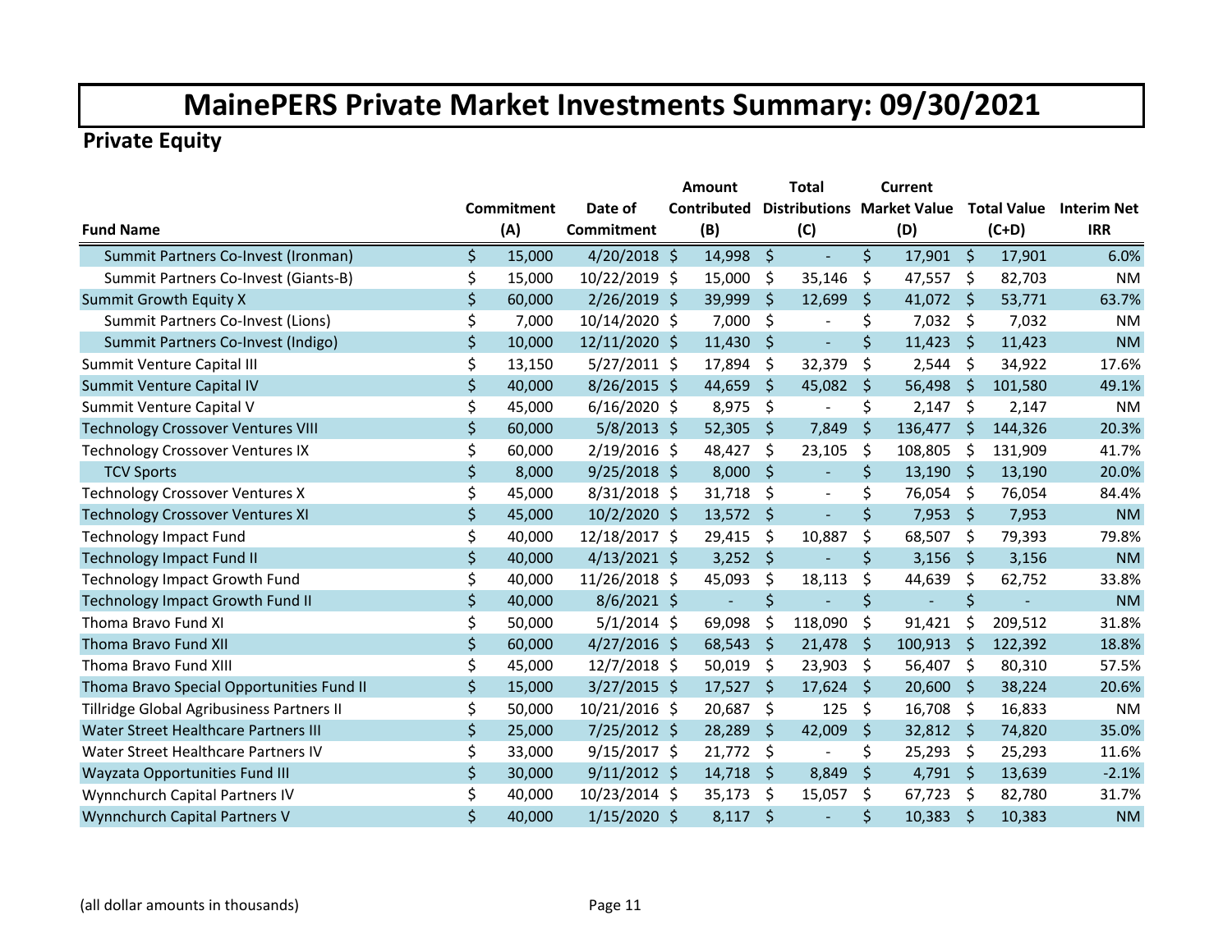# MainePERS Private Market Investments Summary: 09/30/2021

## Private Equity

| Fund Name | Commitment (A) | Date of Commitment | Amount Contributed (B) | Total Distributions (C) | Current Market Value (D) | Total Value (C+D) | Interim Net IRR |
|---|---|---|---|---|---|---|---|
| Summit Partners Co-Invest (Ironman) | $ 15,000 | 4/20/2018 | $ 14,998 | $ - | $ 17,901 | $ 17,901 | 6.0% |
| Summit Partners Co-Invest (Giants-B) | $ 15,000 | 10/22/2019 | $ 15,000 | $ 35,146 | $ 47,557 | $ 82,703 | NM |
| Summit Growth Equity X | $ 60,000 | 2/26/2019 | $ 39,999 | $ 12,699 | $ 41,072 | $ 53,771 | 63.7% |
| Summit Partners Co-Invest (Lions) | $ 7,000 | 10/14/2020 | $ 7,000 | $ - | $ 7,032 | $ 7,032 | NM |
| Summit Partners Co-Invest (Indigo) | $ 10,000 | 12/11/2020 | $ 11,430 | $ - | $ 11,423 | $ 11,423 | NM |
| Summit Venture Capital III | $ 13,150 | 5/27/2011 | $ 17,894 | $ 32,379 | $ 2,544 | $ 34,922 | 17.6% |
| Summit Venture Capital IV | $ 40,000 | 8/26/2015 | $ 44,659 | $ 45,082 | $ 56,498 | $ 101,580 | 49.1% |
| Summit Venture Capital V | $ 45,000 | 6/16/2020 | $ 8,975 | $ - | $ 2,147 | $ 2,147 | NM |
| Technology Crossover Ventures VIII | $ 60,000 | 5/8/2013 | $ 52,305 | $ 7,849 | $ 136,477 | $ 144,326 | 20.3% |
| Technology Crossover Ventures IX | $ 60,000 | 2/19/2016 | $ 48,427 | $ 23,105 | $ 108,805 | $ 131,909 | 41.7% |
| TCV Sports | $ 8,000 | 9/25/2018 | $ 8,000 | $ - | $ 13,190 | $ 13,190 | 20.0% |
| Technology Crossover Ventures X | $ 45,000 | 8/31/2018 | $ 31,718 | $ - | $ 76,054 | $ 76,054 | 84.4% |
| Technology Crossover Ventures XI | $ 45,000 | 10/2/2020 | $ 13,572 | $ - | $ 7,953 | $ 7,953 | NM |
| Technology Impact Fund | $ 40,000 | 12/18/2017 | $ 29,415 | $ 10,887 | $ 68,507 | $ 79,393 | 79.8% |
| Technology Impact Fund II | $ 40,000 | 4/13/2021 | $ 3,252 | $ - | $ 3,156 | $ 3,156 | NM |
| Technology Impact Growth Fund | $ 40,000 | 11/26/2018 | $ 45,093 | $ 18,113 | $ 44,639 | $ 62,752 | 33.8% |
| Technology Impact Growth Fund II | $ 40,000 | 8/6/2021 | $ - | $ - | $ - | $ - | NM |
| Thoma Bravo Fund XI | $ 50,000 | 5/1/2014 | $ 69,098 | $ 118,090 | $ 91,421 | $ 209,512 | 31.8% |
| Thoma Bravo Fund XII | $ 60,000 | 4/27/2016 | $ 68,543 | $ 21,478 | $ 100,913 | $ 122,392 | 18.8% |
| Thoma Bravo Fund XIII | $ 45,000 | 12/7/2018 | $ 50,019 | $ 23,903 | $ 56,407 | $ 80,310 | 57.5% |
| Thoma Bravo Special Opportunities Fund II | $ 15,000 | 3/27/2015 | $ 17,527 | $ 17,624 | $ 20,600 | $ 38,224 | 20.6% |
| Tillridge Global Agribusiness Partners II | $ 50,000 | 10/21/2016 | $ 20,687 | $ 125 | $ 16,708 | $ 16,833 | NM |
| Water Street Healthcare Partners III | $ 25,000 | 7/25/2012 | $ 28,289 | $ 42,009 | $ 32,812 | $ 74,820 | 35.0% |
| Water Street Healthcare Partners IV | $ 33,000 | 9/15/2017 | $ 21,772 | $ - | $ 25,293 | $ 25,293 | 11.6% |
| Wayzata Opportunities Fund III | $ 30,000 | 9/11/2012 | $ 14,718 | $ 8,849 | $ 4,791 | $ 13,639 | -2.1% |
| Wynnchurch Capital Partners IV | $ 40,000 | 10/23/2014 | $ 35,173 | $ 15,057 | $ 67,723 | $ 82,780 | 31.7% |
| Wynnchurch Capital Partners V | $ 40,000 | 1/15/2020 | $ 8,117 | $ - | $ 10,383 | $ 10,383 | NM |

(all dollar amounts in thousands)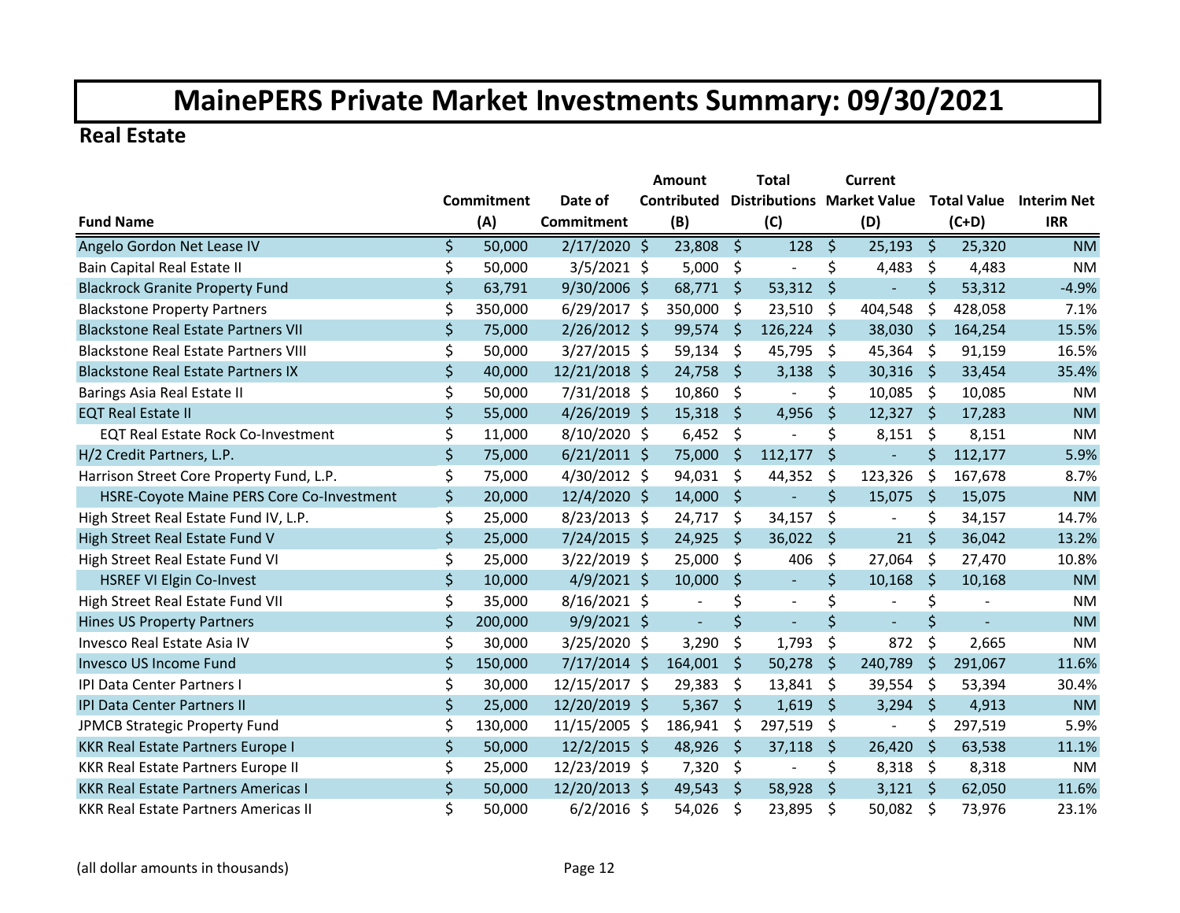# MainePERS Private Market Investments Summary: 09/30/2021

## Real Estate

| Fund Name | Commitment (A) | Date of Commitment | Amount Contributed (B) | Total Distributions (C) | Current Market Value (D) | Total Value (C+D) | Interim Net IRR |
|---|---|---|---|---|---|---|---|
| Angelo Gordon Net Lease IV | $ 50,000 | 2/17/2020 | $ 23,808 | $ 128 | $ 25,193 | $ 25,320 | NM |
| Bain Capital Real Estate II | $ 50,000 | 3/5/2021 | $ 5,000 | $ - | $ 4,483 | $ 4,483 | NM |
| Blackrock Granite Property Fund | $ 63,791 | 9/30/2006 | $ 68,771 | $ 53,312 | $ - | $ 53,312 | -4.9% |
| Blackstone Property Partners | $ 350,000 | 6/29/2017 | $ 350,000 | $ 23,510 | $ 404,548 | $ 428,058 | 7.1% |
| Blackstone Real Estate Partners VII | $ 75,000 | 2/26/2012 | $ 99,574 | $ 126,224 | $ 38,030 | $ 164,254 | 15.5% |
| Blackstone Real Estate Partners VIII | $ 50,000 | 3/27/2015 | $ 59,134 | $ 45,795 | $ 45,364 | $ 91,159 | 16.5% |
| Blackstone Real Estate Partners IX | $ 40,000 | 12/21/2018 | $ 24,758 | $ 3,138 | $ 30,316 | $ 33,454 | 35.4% |
| Barings Asia Real Estate II | $ 50,000 | 7/31/2018 | $ 10,860 | $ - | $ 10,085 | $ 10,085 | NM |
| EQT Real Estate II | $ 55,000 | 4/26/2019 | $ 15,318 | $ 4,956 | $ 12,327 | $ 17,283 | NM |
| EQT Real Estate Rock Co-Investment | $ 11,000 | 8/10/2020 | $ 6,452 | $ - | $ 8,151 | $ 8,151 | NM |
| H/2 Credit Partners, L.P. | $ 75,000 | 6/21/2011 | $ 75,000 | $ 112,177 | $ - | $ 112,177 | 5.9% |
| Harrison Street Core Property Fund, L.P. | $ 75,000 | 4/30/2012 | $ 94,031 | $ 44,352 | $ 123,326 | $ 167,678 | 8.7% |
| HSRE-Coyote Maine PERS Core Co-Investment | $ 20,000 | 12/4/2020 | $ 14,000 | $ - | $ 15,075 | $ 15,075 | NM |
| High Street Real Estate Fund IV, L.P. | $ 25,000 | 8/23/2013 | $ 24,717 | $ 34,157 | $ - | $ 34,157 | 14.7% |
| High Street Real Estate Fund V | $ 25,000 | 7/24/2015 | $ 24,925 | $ 36,022 | $ 21 | $ 36,042 | 13.2% |
| High Street Real Estate Fund VI | $ 25,000 | 3/22/2019 | $ 25,000 | $ 406 | $ 27,064 | $ 27,470 | 10.8% |
| HSREF VI Elgin Co-Invest | $ 10,000 | 4/9/2021 | $ 10,000 | $ - | $ 10,168 | $ 10,168 | NM |
| High Street Real Estate Fund VII | $ 35,000 | 8/16/2021 | $ - | $ - | $ - | $ - | NM |
| Hines US Property Partners | $ 200,000 | 9/9/2021 | $ - | $ - | $ - | $ - | NM |
| Invesco Real Estate Asia IV | $ 30,000 | 3/25/2020 | $ 3,290 | $ 1,793 | $ 872 | $ 2,665 | NM |
| Invesco US Income Fund | $ 150,000 | 7/17/2014 | $ 164,001 | $ 50,278 | $ 240,789 | $ 291,067 | 11.6% |
| IPI Data Center Partners I | $ 30,000 | 12/15/2017 | $ 29,383 | $ 13,841 | $ 39,554 | $ 53,394 | 30.4% |
| IPI Data Center Partners II | $ 25,000 | 12/20/2019 | $ 5,367 | $ 1,619 | $ 3,294 | $ 4,913 | NM |
| JPMCB Strategic Property Fund | $ 130,000 | 11/15/2005 | $ 186,941 | $ 297,519 | $ - | $ 297,519 | 5.9% |
| KKR Real Estate Partners Europe I | $ 50,000 | 12/2/2015 | $ 48,926 | $ 37,118 | $ 26,420 | $ 63,538 | 11.1% |
| KKR Real Estate Partners Europe II | $ 25,000 | 12/23/2019 | $ 7,320 | $ - | $ 8,318 | $ 8,318 | NM |
| KKR Real Estate Partners Americas I | $ 50,000 | 12/20/2013 | $ 49,543 | $ 58,928 | $ 3,121 | $ 62,050 | 11.6% |
| KKR Real Estate Partners Americas II | $ 50,000 | 6/2/2016 | $ 54,026 | $ 23,895 | $ 50,082 | $ 73,976 | 23.1% |

(all dollar amounts in thousands)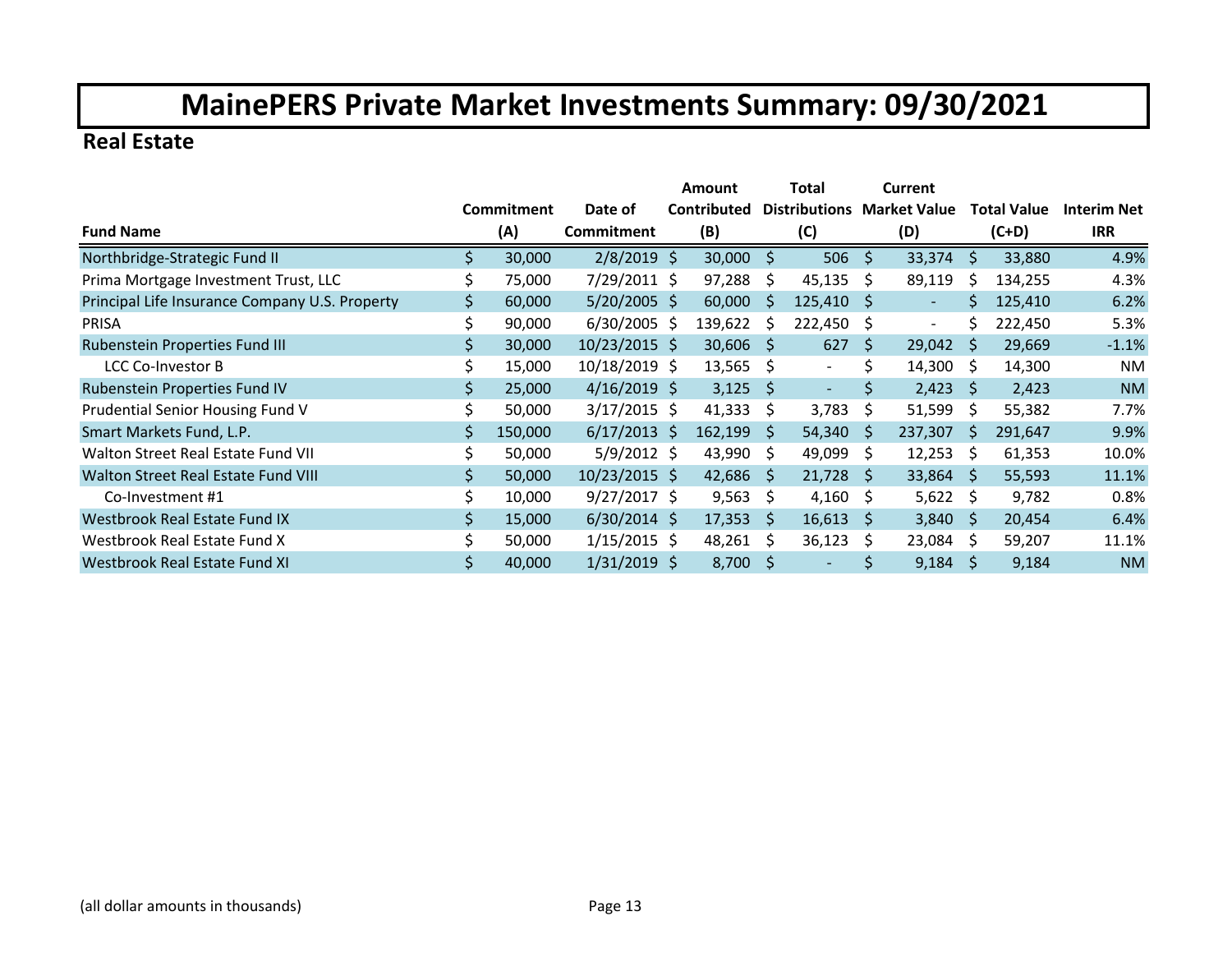# MainePERS Private Market Investments Summary: 09/30/2021

## Real Estate

| Fund Name | Commitment (A) | Date of Commitment | Amount Contributed (B) | Total Distributions (C) | Current Market Value (D) | Total Value (C+D) | Interim Net IRR |
|---|---|---|---|---|---|---|---|
| Northbridge-Strategic Fund II | $ 30,000 | 2/8/2019 | $ 30,000 | $ 506 | $ 33,374 | $ 33,880 | 4.9% |
| Prima Mortgage Investment Trust, LLC | $ 75,000 | 7/29/2011 | $ 97,288 | $ 45,135 | $ 89,119 | $ 134,255 | 4.3% |
| Principal Life Insurance Company U.S. Property | $ 60,000 | 5/20/2005 | $ 60,000 | $ 125,410 | $ - | $ 125,410 | 6.2% |
| PRISA | $ 90,000 | 6/30/2005 | $ 139,622 | $ 222,450 | $ - | $ 222,450 | 5.3% |
| Rubenstein Properties Fund III | $ 30,000 | 10/23/2015 | $ 30,606 | $ 627 | $ 29,042 | $ 29,669 | -1.1% |
| LCC Co-Investor B | $ 15,000 | 10/18/2019 | $ 13,565 | $ - | $ 14,300 | $ 14,300 | NM |
| Rubenstein Properties Fund IV | $ 25,000 | 4/16/2019 | $ 3,125 | $ - | $ 2,423 | $ 2,423 | NM |
| Prudential Senior Housing Fund V | $ 50,000 | 3/17/2015 | $ 41,333 | $ 3,783 | $ 51,599 | $ 55,382 | 7.7% |
| Smart Markets Fund, L.P. | $ 150,000 | 6/17/2013 | $ 162,199 | $ 54,340 | $ 237,307 | $ 291,647 | 9.9% |
| Walton Street Real Estate Fund VII | $ 50,000 | 5/9/2012 | $ 43,990 | $ 49,099 | $ 12,253 | $ 61,353 | 10.0% |
| Walton Street Real Estate Fund VIII | $ 50,000 | 10/23/2015 | $ 42,686 | $ 21,728 | $ 33,864 | $ 55,593 | 11.1% |
| Co-Investment #1 | $ 10,000 | 9/27/2017 | $ 9,563 | $ 4,160 | $ 5,622 | $ 9,782 | 0.8% |
| Westbrook Real Estate Fund IX | $ 15,000 | 6/30/2014 | $ 17,353 | $ 16,613 | $ 3,840 | $ 20,454 | 6.4% |
| Westbrook Real Estate Fund X | $ 50,000 | 1/15/2015 | $ 48,261 | $ 36,123 | $ 23,084 | $ 59,207 | 11.1% |
| Westbrook Real Estate Fund XI | $ 40,000 | 1/31/2019 | $ 8,700 | $ - | $ 9,184 | $ 9,184 | NM |

(all dollar amounts in thousands)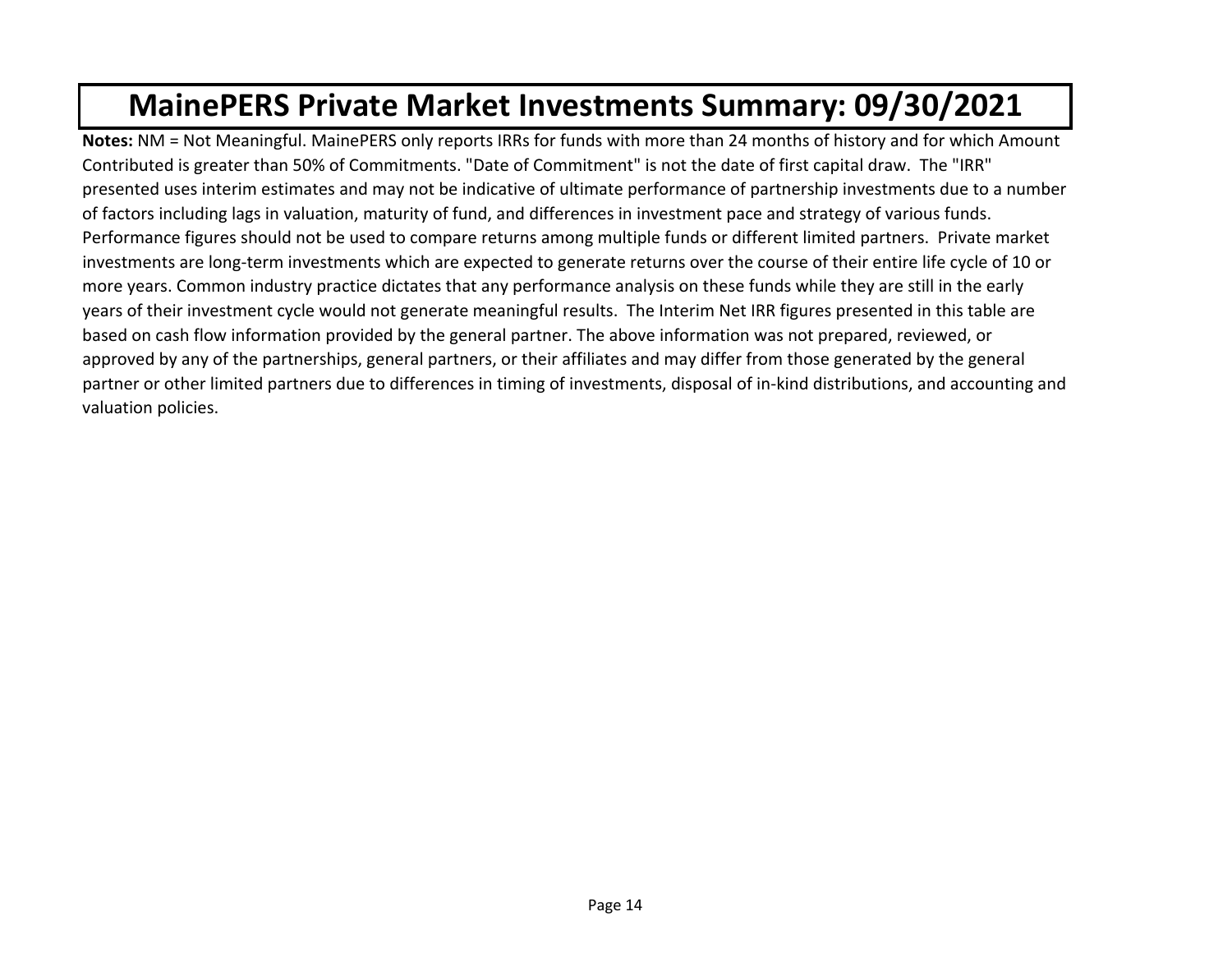# MainePERS Private Market Investments Summary: 09/30/2021

**Notes:** NM = Not Meaningful. MainePERS only reports IRRs for funds with more than 24 months of history and for which Amount Contributed is greater than 50% of Commitments. "Date of Commitment" is not the date of first capital draw. The "IRR" presented uses interim estimates and may not be indicative of ultimate performance of partnership investments due to a number of factors including lags in valuation, maturity of fund, and differences in investment pace and strategy of various funds. Performance figures should not be used to compare returns among multiple funds or different limited partners. Private market investments are long-term investments which are expected to generate returns over the course of their entire life cycle of 10 or more years. Common industry practice dictates that any performance analysis on these funds while they are still in the early years of their investment cycle would not generate meaningful results. The Interim Net IRR figures presented in this table are based on cash flow information provided by the general partner. The above information was not prepared, reviewed, or approved by any of the partnerships, general partners, or their affiliates and may differ from those generated by the general partner or other limited partners due to differences in timing of investments, disposal of in-kind distributions, and accounting and valuation policies.